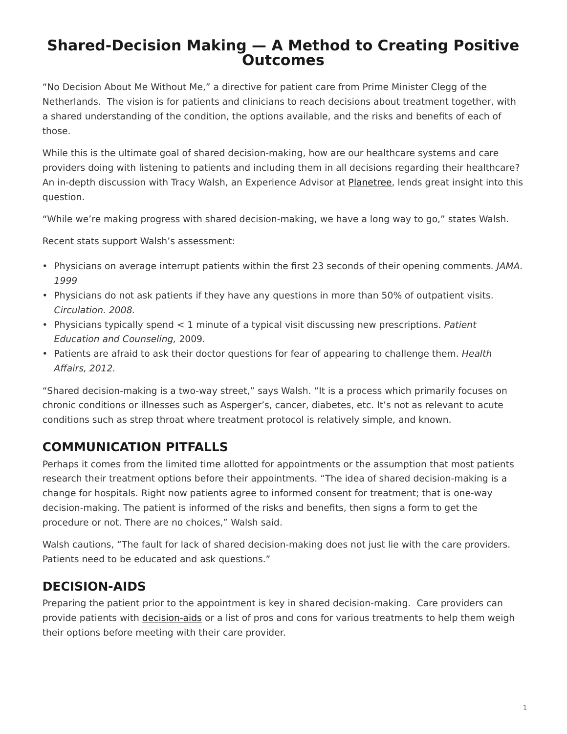# Shared-Decision Making — A Method to Creating Positive Outcomes

“No Decision About Me Without Me,” a directive for patient care from Prime Minister Clegg of the Netherlands.  The vision is for patients and clinicians to reach decisions about treatment together, with a shared understanding of the condition, the options available, and the risks and benefits of each of those.

While this is the ultimate goal of shared decision-making, how are our healthcare systems and care providers doing with listening to patients and including them in all decisions regarding their healthcare? An in-depth discussion with Tracy Walsh, an Experience Advisor at Planetree, lends great insight into this question.

“While we’re making progress with shared decision-making, we have a long way to go,” states Walsh.

Recent stats support Walsh’s assessment:

- Physicians on average interrupt patients within the first 23 seconds of their opening comments*. JAMA. 1999*
- Physicians do not ask patients if they have any questions in more than 50% of outpatient visits. *Circulation. 2008.*
- Physicians typically spend < 1 minute of a typical visit discussing new prescriptions. *Patient Education and Counseling,* 2009.
- Patients are afraid to ask their doctor questions for fear of appearing to challenge them. *Health Affairs, 2012.*

“Shared decision-making is a two-way street,” says Walsh. “It is a process which primarily focuses on chronic conditions or illnesses such as Asperger’s, cancer, diabetes, etc. It’s not as relevant to acute conditions such as strep throat where treatment protocol is relatively simple, and known.

## COMMUNICATION PITFALLS

Perhaps it comes from the limited time allotted for appointments or the assumption that most patients research their treatment options before their appointments. “The idea of shared decision-making is a change for hospitals. Right now patients agree to informed consent for treatment; that is one-way decision-making. The patient is informed of the risks and benefits, then signs a form to get the procedure or not. There are no choices,” Walsh said.

Walsh cautions, “The fault for lack of shared decision-making does not just lie with the care providers. Patients need to be educated and ask questions.”

## DECISION-AIDS

Preparing the patient prior to the appointment is key in shared decision-making.  Care providers can provide patients with decision-aids or a list of pros and cons for various treatments to help them weigh their options before meeting with their care provider.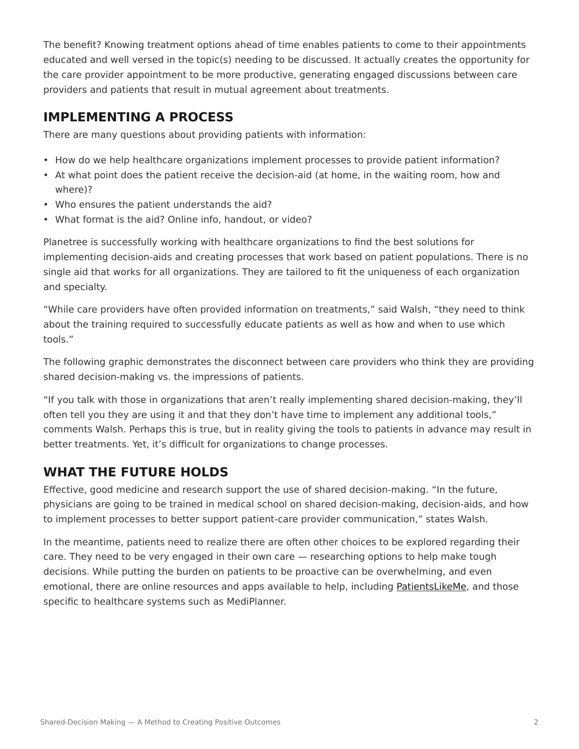The benefit? Knowing treatment options ahead of time enables patients to come to their appointments educated and well versed in the topic(s) needing to be discussed. It actually creates the opportunity for the care provider appointment to be more productive, generating engaged discussions between care providers and patients that result in mutual agreement about treatments.

## IMPLEMENTING A PROCESS

There are many questions about providing patients with information:

- How do we help healthcare organizations implement processes to provide patient information?
- At what point does the patient receive the decision-aid (at home, in the waiting room, how and where)?
- Who ensures the patient understands the aid?
- What format is the aid? Online info, handout, or video?

Planetree is successfully working with healthcare organizations to find the best solutions for implementing decision-aids and creating processes that work based on patient populations. There is no single aid that works for all organizations. They are tailored to fit the uniqueness of each organization and specialty.

“While care providers have often provided information on treatments,” said Walsh, “they need to think about the training required to successfully educate patients as well as how and when to use which tools.”

The following graphic demonstrates the disconnect between care providers who think they are providing shared decision-making vs. the impressions of patients.

“If you talk with those in organizations that aren’t really implementing shared decision-making, they’ll often tell you they are using it and that they don’t have time to implement any additional tools,” comments Walsh. Perhaps this is true, but in reality giving the tools to patients in advance may result in better treatments. Yet, it’s difficult for organizations to change processes.

## WHAT THE FUTURE HOLDS

Effective, good medicine and research support the use of shared decision-making. “In the future, physicians are going to be trained in medical school on shared decision-making, decision-aids, and how to implement processes to better support patient-care provider communication,” states Walsh.

In the meantime, patients need to realize there are often other choices to be explored regarding their care. They need to be very engaged in their own care — researching options to help make tough decisions. While putting the burden on patients to be proactive can be overwhelming, and even emotional, there are online resources and apps available to help, including PatientsLikeMe, and those specific to healthcare systems such as MediPlanner.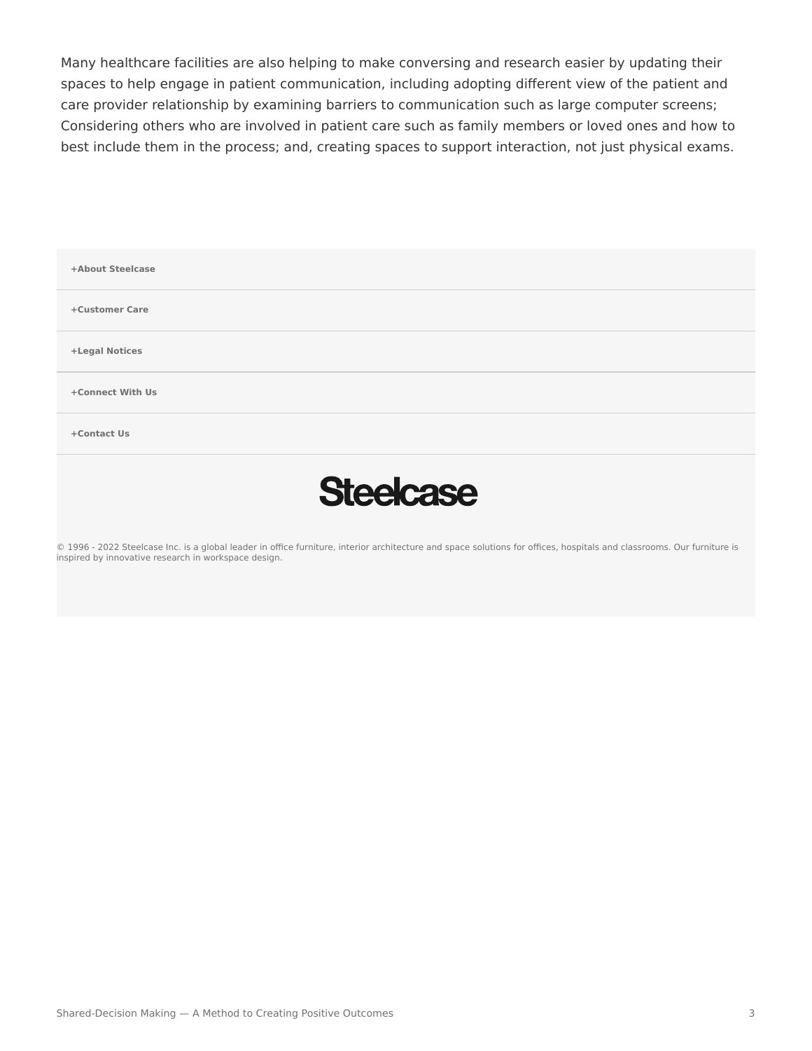Many healthcare facilities are also helping to make conversing and research easier by updating their spaces to help engage in patient communication, including adopting different view of the patient and care provider relationship by examining barriers to communication such as large computer screens; Considering others who are involved in patient care such as family members or loved ones and how to best include them in the process; and, creating spaces to support interaction, not just physical exams.

**+About Steelcase**

**+Customer Care**

**+Legal Notices**

**+Connect With Us**

**+Contact Us**

Steelcase

© 1996 - 2022 Steelcase Inc. is a global leader in office furniture, interior architecture and space solutions for offices, hospitals and classrooms. Our furniture is inspired by innovative research in workspace design.